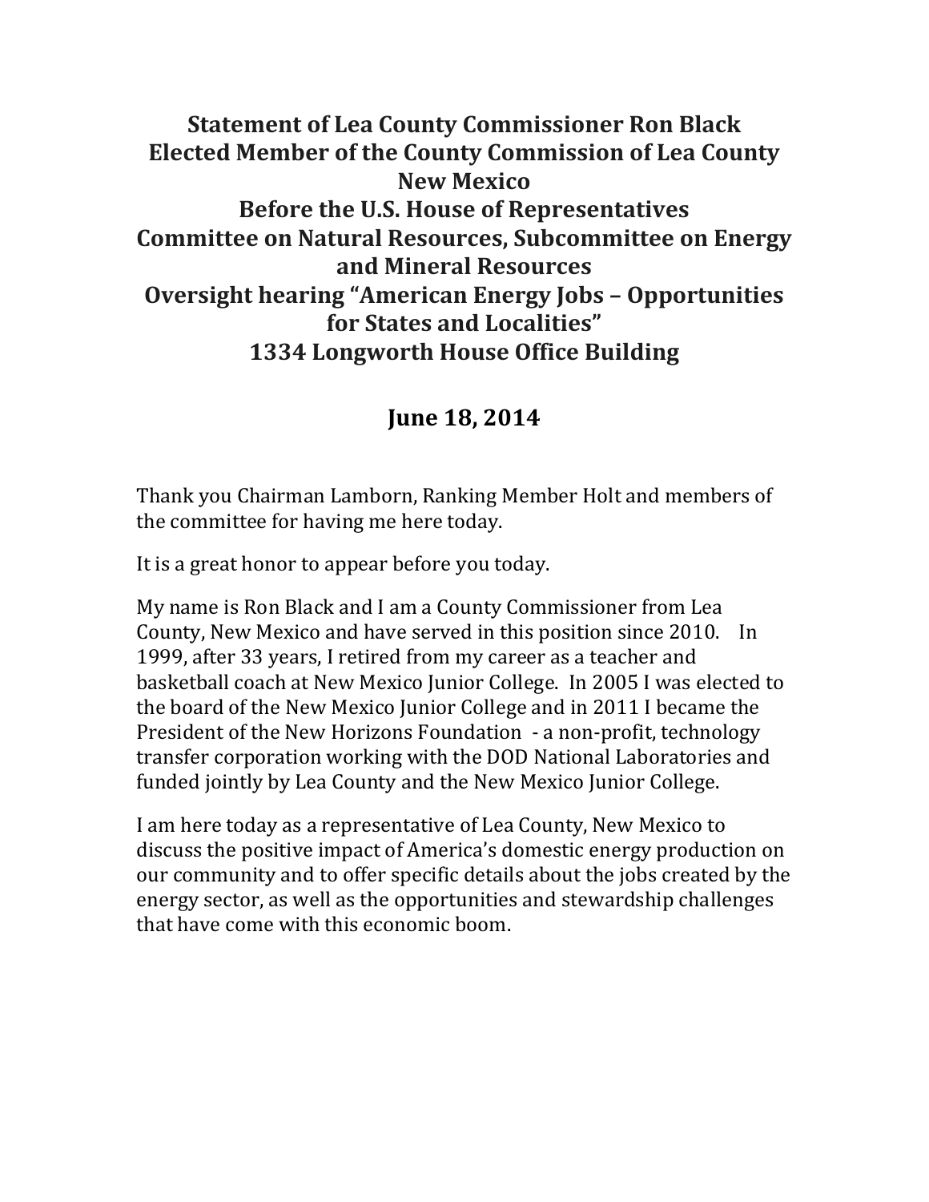# Statement of Lea County Commissioner Ron Black
# Elected Member of the County Commission of Lea County
# New Mexico
# Before the U.S. House of Representatives
# Committee on Natural Resources, Subcommittee on Energy and Mineral Resources
# Oversight hearing "American Energy Jobs – Opportunities for States and Localities"
# 1334 Longworth House Office Building

## June 18, 2014

Thank you Chairman Lamborn, Ranking Member Holt and members of the committee for having me here today.

It is a great honor to appear before you today.

My name is Ron Black and I am a County Commissioner from Lea County, New Mexico and have served in this position since 2010. In 1999, after 33 years, I retired from my career as a teacher and basketball coach at New Mexico Junior College. In 2005 I was elected to the board of the New Mexico Junior College and in 2011 I became the President of the New Horizons Foundation - a non-profit, technology transfer corporation working with the DOD National Laboratories and funded jointly by Lea County and the New Mexico Junior College.

I am here today as a representative of Lea County, New Mexico to discuss the positive impact of America's domestic energy production on our community and to offer specific details about the jobs created by the energy sector, as well as the opportunities and stewardship challenges that have come with this economic boom.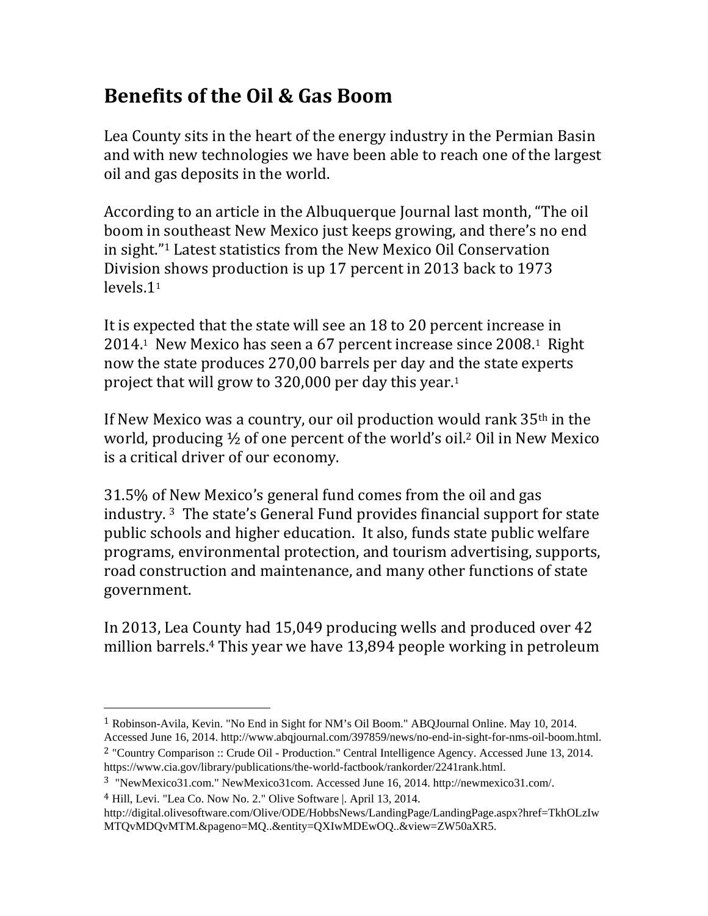## Benefits of the Oil & Gas Boom

Lea County sits in the heart of the energy industry in the Permian Basin and with new technologies we have been able to reach one of the largest oil and gas deposits in the world.

According to an article in the Albuquerque Journal last month, "The oil boom in southeast New Mexico just keeps growing, and there's no end in sight."[1] Latest statistics from the New Mexico Oil Conservation Division shows production is up 17 percent in 2013 back to 1973 levels.1[1]

It is expected that the state will see an 18 to 20 percent increase in 2014.[1] New Mexico has seen a 67 percent increase since 2008.[1] Right now the state produces 270,00 barrels per day and the state experts project that will grow to 320,000 per day this year.[1]

If New Mexico was a country, our oil production would rank 35th in the world, producing ½ of one percent of the world's oil.[2] Oil in New Mexico is a critical driver of our economy.

31.5% of New Mexico's general fund comes from the oil and gas industry. [3] The state's General Fund provides financial support for state public schools and higher education. It also, funds state public welfare programs, environmental protection, and tourism advertising, supports, road construction and maintenance, and many other functions of state government.

In 2013, Lea County had 15,049 producing wells and produced over 42 million barrels.[4] This year we have 13,894 people working in petroleum

---

[1] Robinson-Avila, Kevin. "No End in Sight for NM's Oil Boom." ABQJournal Online. May 10, 2014. Accessed June 16, 2014. http://www.abqjournal.com/397859/news/no-end-in-sight-for-nms-oil-boom.html.

[2] "Country Comparison :: Crude Oil - Production." Central Intelligence Agency. Accessed June 13, 2014. https://www.cia.gov/library/publications/the-world-factbook/rankorder/2241rank.html.

[3] "NewMexico31.com." NewMexico31com. Accessed June 16, 2014. http://newmexico31.com/.

[4] Hill, Levi. "Lea Co. Now No. 2." Olive Software |. April 13, 2014. http://digital.olivesoftware.com/Olive/ODE/HobbsNews/LandingPage/LandingPage.aspx?href=TkhOLzIwMTQvMDQvMTM.&pageno=MQ..&entity=QXIwMDEwOQ..&view=ZW50aXR5.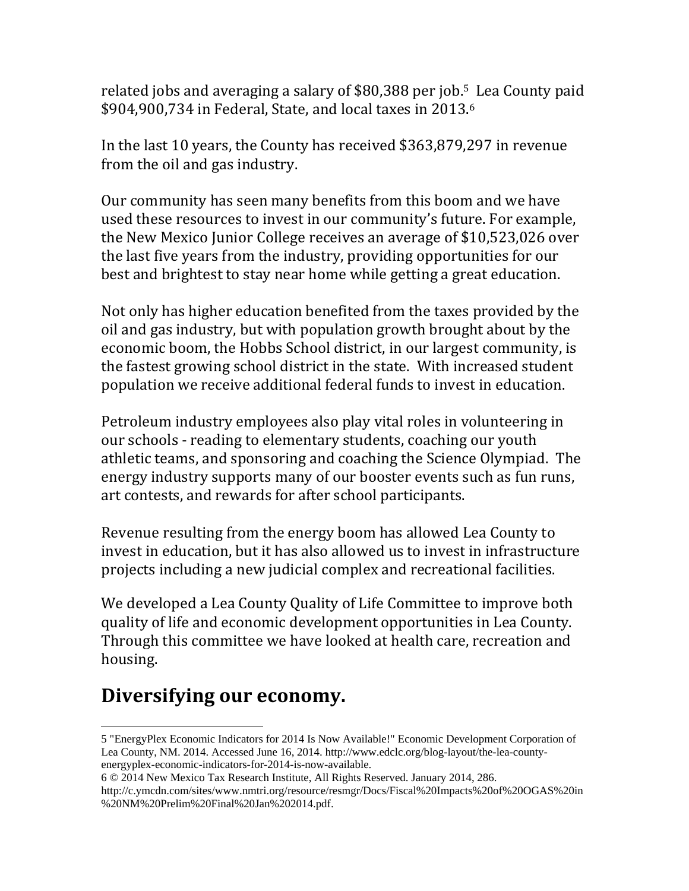related jobs and averaging a salary of $80,388 per job.[5] Lea County paid $904,900,734 in Federal, State, and local taxes in 2013.[6]

In the last 10 years, the County has received $363,879,297 in revenue from the oil and gas industry.

Our community has seen many benefits from this boom and we have used these resources to invest in our community's future. For example, the New Mexico Junior College receives an average of $10,523,026 over the last five years from the industry, providing opportunities for our best and brightest to stay near home while getting a great education.

Not only has higher education benefited from the taxes provided by the oil and gas industry, but with population growth brought about by the economic boom, the Hobbs School district, in our largest community, is the fastest growing school district in the state. With increased student population we receive additional federal funds to invest in education.

Petroleum industry employees also play vital roles in volunteering in our schools - reading to elementary students, coaching our youth athletic teams, and sponsoring and coaching the Science Olympiad. The energy industry supports many of our booster events such as fun runs, art contests, and rewards for after school participants.

Revenue resulting from the energy boom has allowed Lea County to invest in education, but it has also allowed us to invest in infrastructure projects including a new judicial complex and recreational facilities.

We developed a Lea County Quality of Life Committee to improve both quality of life and economic development opportunities in Lea County. Through this committee we have looked at health care, recreation and housing.

## Diversifying our economy.

---

5 "EnergyPlex Economic Indicators for 2014 Is Now Available!" Economic Development Corporation of Lea County, NM. 2014. Accessed June 16, 2014. http://www.edclc.org/blog-layout/the-lea-county-energyplex-economic-indicators-for-2014-is-now-available.

6 © 2014 New Mexico Tax Research Institute, All Rights Reserved. January 2014, 286. http://c.ymcdn.com/sites/www.nmtri.org/resource/resmgr/Docs/Fiscal%20Impacts%20of%20OGAS%20in%20NM%20Prelim%20Final%20Jan%202014.pdf.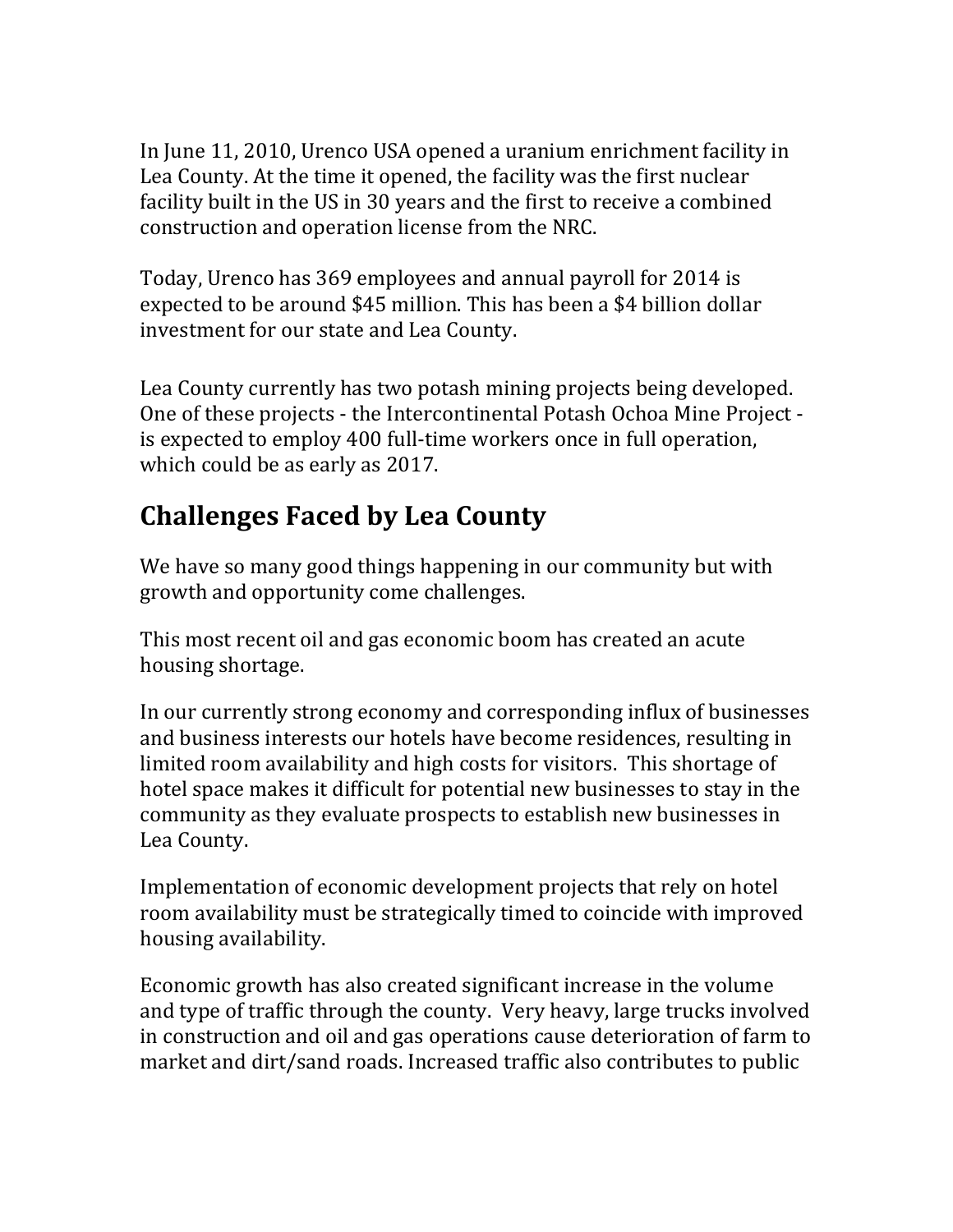In June 11, 2010, Urenco USA opened a uranium enrichment facility in Lea County. At the time it opened, the facility was the first nuclear facility built in the US in 30 years and the first to receive a combined construction and operation license from the NRC.

Today, Urenco has 369 employees and annual payroll for 2014 is expected to be around $45 million. This has been a $4 billion dollar investment for our state and Lea County.

Lea County currently has two potash mining projects being developed. One of these projects - the Intercontinental Potash Ochoa Mine Project - is expected to employ 400 full-time workers once in full operation, which could be as early as 2017.

## Challenges Faced by Lea County

We have so many good things happening in our community but with growth and opportunity come challenges.

This most recent oil and gas economic boom has created an acute housing shortage.

In our currently strong economy and corresponding influx of businesses and business interests our hotels have become residences, resulting in limited room availability and high costs for visitors. This shortage of hotel space makes it difficult for potential new businesses to stay in the community as they evaluate prospects to establish new businesses in Lea County.

Implementation of economic development projects that rely on hotel room availability must be strategically timed to coincide with improved housing availability.

Economic growth has also created significant increase in the volume and type of traffic through the county. Very heavy, large trucks involved in construction and oil and gas operations cause deterioration of farm to market and dirt/sand roads. Increased traffic also contributes to public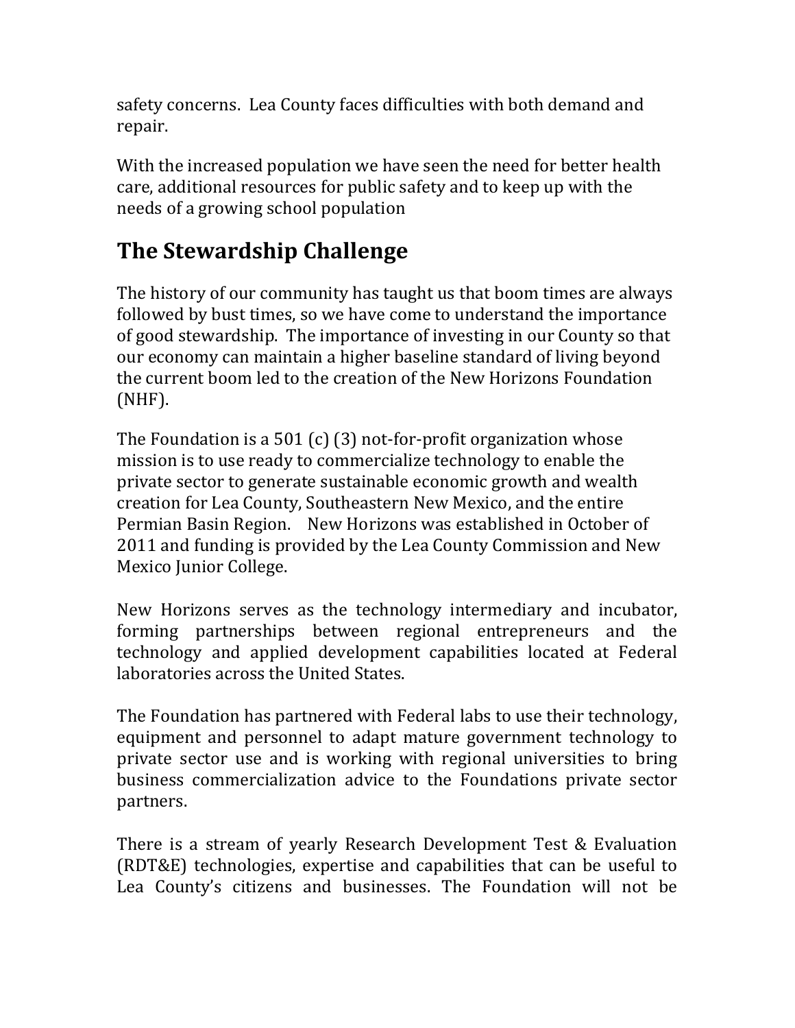safety concerns. Lea County faces difficulties with both demand and repair.

With the increased population we have seen the need for better health care, additional resources for public safety and to keep up with the needs of a growing school population

## The Stewardship Challenge

The history of our community has taught us that boom times are always followed by bust times, so we have come to understand the importance of good stewardship. The importance of investing in our County so that our economy can maintain a higher baseline standard of living beyond the current boom led to the creation of the New Horizons Foundation (NHF).

The Foundation is a 501 (c) (3) not-for-profit organization whose mission is to use ready to commercialize technology to enable the private sector to generate sustainable economic growth and wealth creation for Lea County, Southeastern New Mexico, and the entire Permian Basin Region. New Horizons was established in October of 2011 and funding is provided by the Lea County Commission and New Mexico Junior College.

New Horizons serves as the technology intermediary and incubator, forming partnerships between regional entrepreneurs and the technology and applied development capabilities located at Federal laboratories across the United States.

The Foundation has partnered with Federal labs to use their technology, equipment and personnel to adapt mature government technology to private sector use and is working with regional universities to bring business commercialization advice to the Foundations private sector partners.

There is a stream of yearly Research Development Test & Evaluation (RDT&E) technologies, expertise and capabilities that can be useful to Lea County's citizens and businesses. The Foundation will not be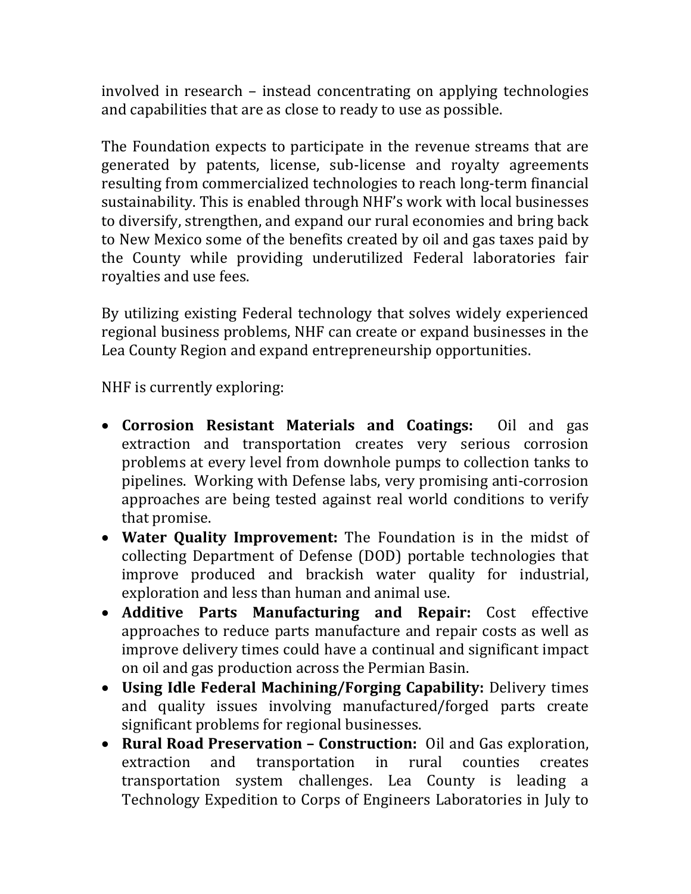involved in research – instead concentrating on applying technologies and capabilities that are as close to ready to use as possible.

The Foundation expects to participate in the revenue streams that are generated by patents, license, sub-license and royalty agreements resulting from commercialized technologies to reach long-term financial sustainability. This is enabled through NHF's work with local businesses to diversify, strengthen, and expand our rural economies and bring back to New Mexico some of the benefits created by oil and gas taxes paid by the County while providing underutilized Federal laboratories fair royalties and use fees.

By utilizing existing Federal technology that solves widely experienced regional business problems, NHF can create or expand businesses in the Lea County Region and expand entrepreneurship opportunities.

NHF is currently exploring:

- **Corrosion Resistant Materials and Coatings:** Oil and gas extraction and transportation creates very serious corrosion problems at every level from downhole pumps to collection tanks to pipelines. Working with Defense labs, very promising anti-corrosion approaches are being tested against real world conditions to verify that promise.
- **Water Quality Improvement:** The Foundation is in the midst of collecting Department of Defense (DOD) portable technologies that improve produced and brackish water quality for industrial, exploration and less than human and animal use.
- **Additive Parts Manufacturing and Repair:** Cost effective approaches to reduce parts manufacture and repair costs as well as improve delivery times could have a continual and significant impact on oil and gas production across the Permian Basin.
- **Using Idle Federal Machining/Forging Capability:** Delivery times and quality issues involving manufactured/forged parts create significant problems for regional businesses.
- **Rural Road Preservation – Construction:** Oil and Gas exploration, extraction and transportation in rural counties creates transportation system challenges. Lea County is leading a Technology Expedition to Corps of Engineers Laboratories in July to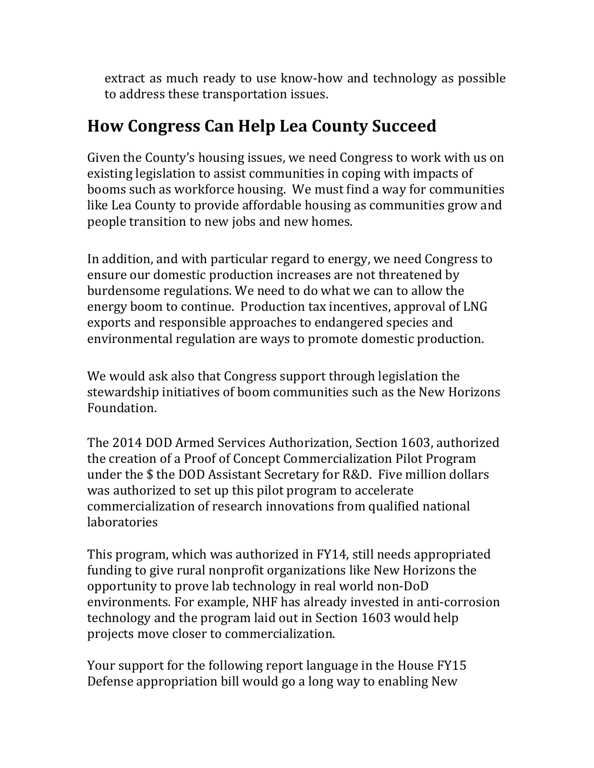extract as much ready to use know-how and technology as possible to address these transportation issues.

## How Congress Can Help Lea County Succeed

Given the County's housing issues, we need Congress to work with us on existing legislation to assist communities in coping with impacts of booms such as workforce housing. We must find a way for communities like Lea County to provide affordable housing as communities grow and people transition to new jobs and new homes.

In addition, and with particular regard to energy, we need Congress to ensure our domestic production increases are not threatened by burdensome regulations. We need to do what we can to allow the energy boom to continue. Production tax incentives, approval of LNG exports and responsible approaches to endangered species and environmental regulation are ways to promote domestic production.

We would ask also that Congress support through legislation the stewardship initiatives of boom communities such as the New Horizons Foundation.

The 2014 DOD Armed Services Authorization, Section 1603, authorized the creation of a Proof of Concept Commercialization Pilot Program under the $ the DOD Assistant Secretary for R&D. Five million dollars was authorized to set up this pilot program to accelerate commercialization of research innovations from qualified national laboratories

This program, which was authorized in FY14, still needs appropriated funding to give rural nonprofit organizations like New Horizons the opportunity to prove lab technology in real world non-DoD environments. For example, NHF has already invested in anti-corrosion technology and the program laid out in Section 1603 would help projects move closer to commercialization.

Your support for the following report language in the House FY15 Defense appropriation bill would go a long way to enabling New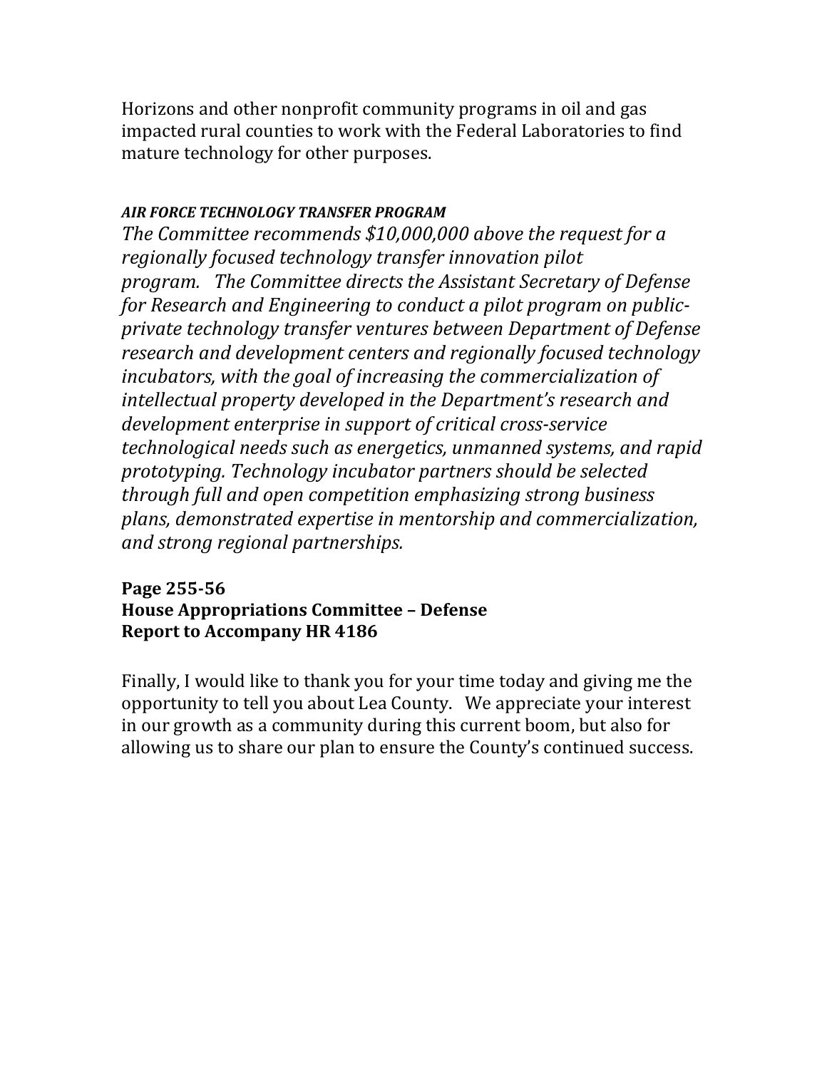Horizons and other nonprofit community programs in oil and gas impacted rural counties to work with the Federal Laboratories to find mature technology for other purposes.

***AIR FORCE TECHNOLOGY TRANSFER PROGRAM***

*The Committee recommends $10,000,000 above the request for a regionally focused technology transfer innovation pilot program. The Committee directs the Assistant Secretary of Defense for Research and Engineering to conduct a pilot program on public-private technology transfer ventures between Department of Defense research and development centers and regionally focused technology incubators, with the goal of increasing the commercialization of intellectual property developed in the Department's research and development enterprise in support of critical cross-service technological needs such as energetics, unmanned systems, and rapid prototyping. Technology incubator partners should be selected through full and open competition emphasizing strong business plans, demonstrated expertise in mentorship and commercialization, and strong regional partnerships.*

**Page 255-56**
**House Appropriations Committee – Defense**
**Report to Accompany HR 4186**

Finally, I would like to thank you for your time today and giving me the opportunity to tell you about Lea County. We appreciate your interest in our growth as a community during this current boom, but also for allowing us to share our plan to ensure the County's continued success.